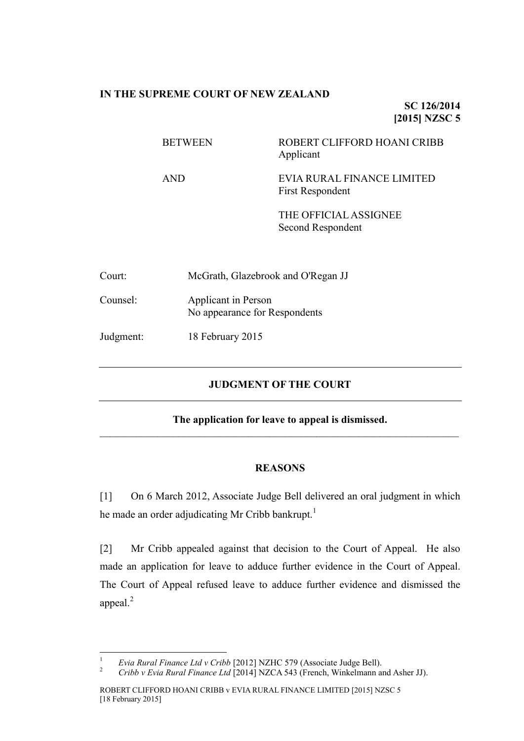**IN THE SUPREME COURT OF NEW ZEALAND**

**SC 126/2014**
**[2015] NZSC 5**

| | |
|---|---|
| BETWEEN | ROBERT CLIFFORD HOANI CRIBB<br>Applicant |
| AND | EVIA RURAL FINANCE LIMITED<br>First Respondent |
| | THE OFFICIAL ASSIGNEE<br>Second Respondent |

| | |
|---|---|
| Court: | McGrath, Glazebrook and O'Regan JJ |
| Counsel: | Applicant in Person<br>No appearance for Respondents |
| Judgment: | 18 February 2015 |

---

## JUDGMENT OF THE COURT

---

**The application for leave to appeal is dismissed.**

---

## REASONS

[1] On 6 March 2012, Associate Judge Bell delivered an oral judgment in which he made an order adjudicating Mr Cribb bankrupt.[1]

[2] Mr Cribb appealed against that decision to the Court of Appeal. He also made an application for leave to adduce further evidence in the Court of Appeal. The Court of Appeal refused leave to adduce further evidence and dismissed the appeal.[2]

---

[1] *Evia Rural Finance Ltd v Cribb* [2012] NZHC 579 (Associate Judge Bell).

[2] *Cribb v Evia Rural Finance Ltd* [2014] NZCA 543 (French, Winkelmann and Asher JJ).

ROBERT CLIFFORD HOANI CRIBB v EVIA RURAL FINANCE LIMITED [2015] NZSC 5 [18 February 2015]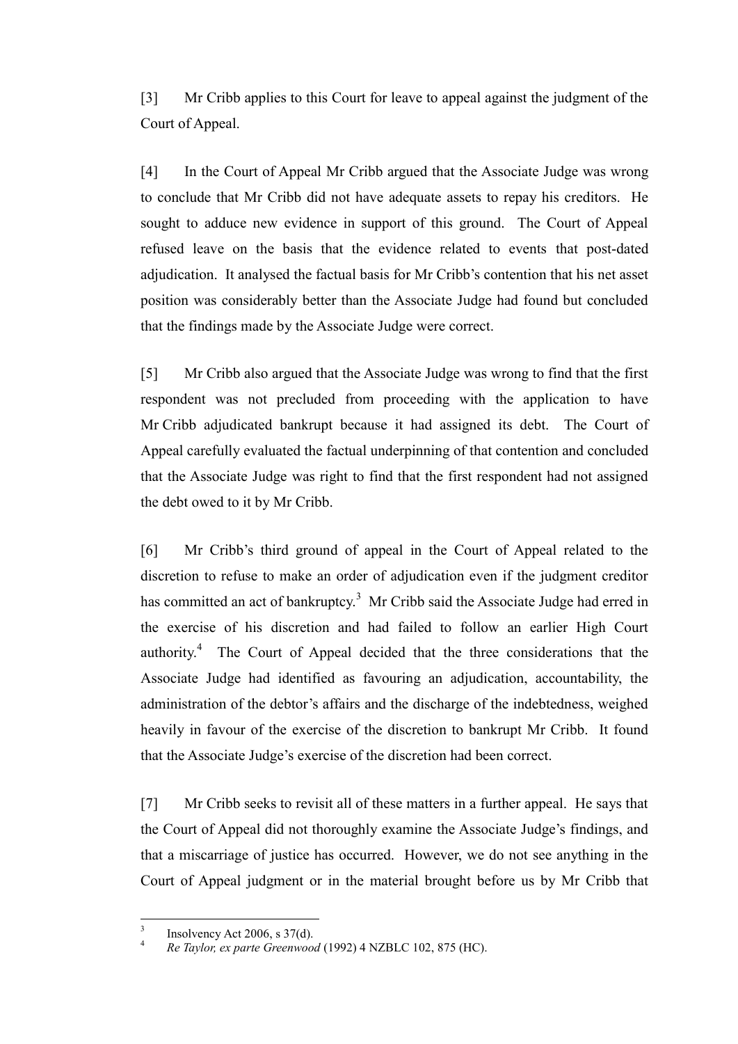[3] Mr Cribb applies to this Court for leave to appeal against the judgment of the Court of Appeal.

[4] In the Court of Appeal Mr Cribb argued that the Associate Judge was wrong to conclude that Mr Cribb did not have adequate assets to repay his creditors. He sought to adduce new evidence in support of this ground. The Court of Appeal refused leave on the basis that the evidence related to events that post-dated adjudication. It analysed the factual basis for Mr Cribb's contention that his net asset position was considerably better than the Associate Judge had found but concluded that the findings made by the Associate Judge were correct.

[5] Mr Cribb also argued that the Associate Judge was wrong to find that the first respondent was not precluded from proceeding with the application to have Mr Cribb adjudicated bankrupt because it had assigned its debt. The Court of Appeal carefully evaluated the factual underpinning of that contention and concluded that the Associate Judge was right to find that the first respondent had not assigned the debt owed to it by Mr Cribb.

[6] Mr Cribb's third ground of appeal in the Court of Appeal related to the discretion to refuse to make an order of adjudication even if the judgment creditor has committed an act of bankruptcy.[3] Mr Cribb said the Associate Judge had erred in the exercise of his discretion and had failed to follow an earlier High Court authority.[4] The Court of Appeal decided that the three considerations that the Associate Judge had identified as favouring an adjudication, accountability, the administration of the debtor's affairs and the discharge of the indebtedness, weighed heavily in favour of the exercise of the discretion to bankrupt Mr Cribb. It found that the Associate Judge's exercise of the discretion had been correct.

[7] Mr Cribb seeks to revisit all of these matters in a further appeal. He says that the Court of Appeal did not thoroughly examine the Associate Judge's findings, and that a miscarriage of justice has occurred. However, we do not see anything in the Court of Appeal judgment or in the material brought before us by Mr Cribb that

---

[3] Insolvency Act 2006, s 37(d).

[4] *Re Taylor, ex parte Greenwood* (1992) 4 NZBLC 102, 875 (HC).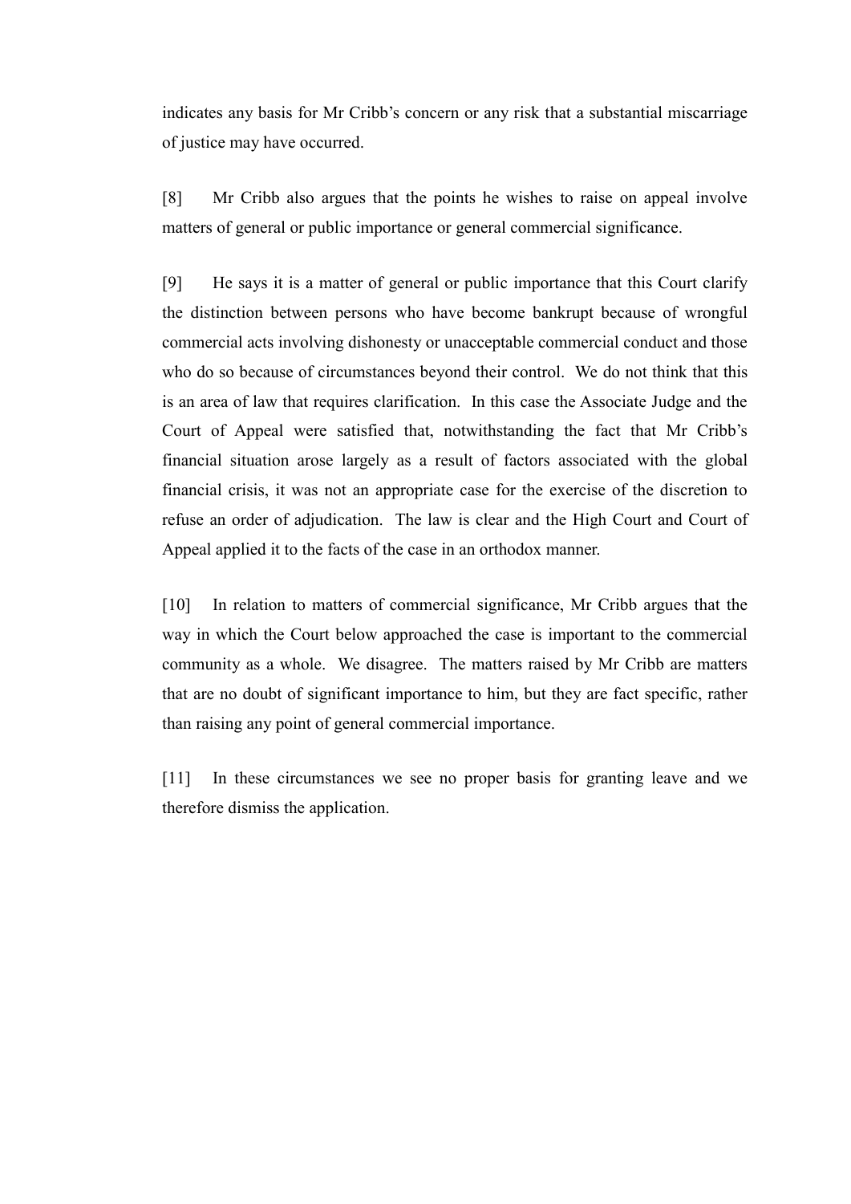indicates any basis for Mr Cribb's concern or any risk that a substantial miscarriage of justice may have occurred.

[8] Mr Cribb also argues that the points he wishes to raise on appeal involve matters of general or public importance or general commercial significance.

[9] He says it is a matter of general or public importance that this Court clarify the distinction between persons who have become bankrupt because of wrongful commercial acts involving dishonesty or unacceptable commercial conduct and those who do so because of circumstances beyond their control. We do not think that this is an area of law that requires clarification. In this case the Associate Judge and the Court of Appeal were satisfied that, notwithstanding the fact that Mr Cribb's financial situation arose largely as a result of factors associated with the global financial crisis, it was not an appropriate case for the exercise of the discretion to refuse an order of adjudication. The law is clear and the High Court and Court of Appeal applied it to the facts of the case in an orthodox manner.

[10] In relation to matters of commercial significance, Mr Cribb argues that the way in which the Court below approached the case is important to the commercial community as a whole. We disagree. The matters raised by Mr Cribb are matters that are no doubt of significant importance to him, but they are fact specific, rather than raising any point of general commercial importance.

[11] In these circumstances we see no proper basis for granting leave and we therefore dismiss the application.